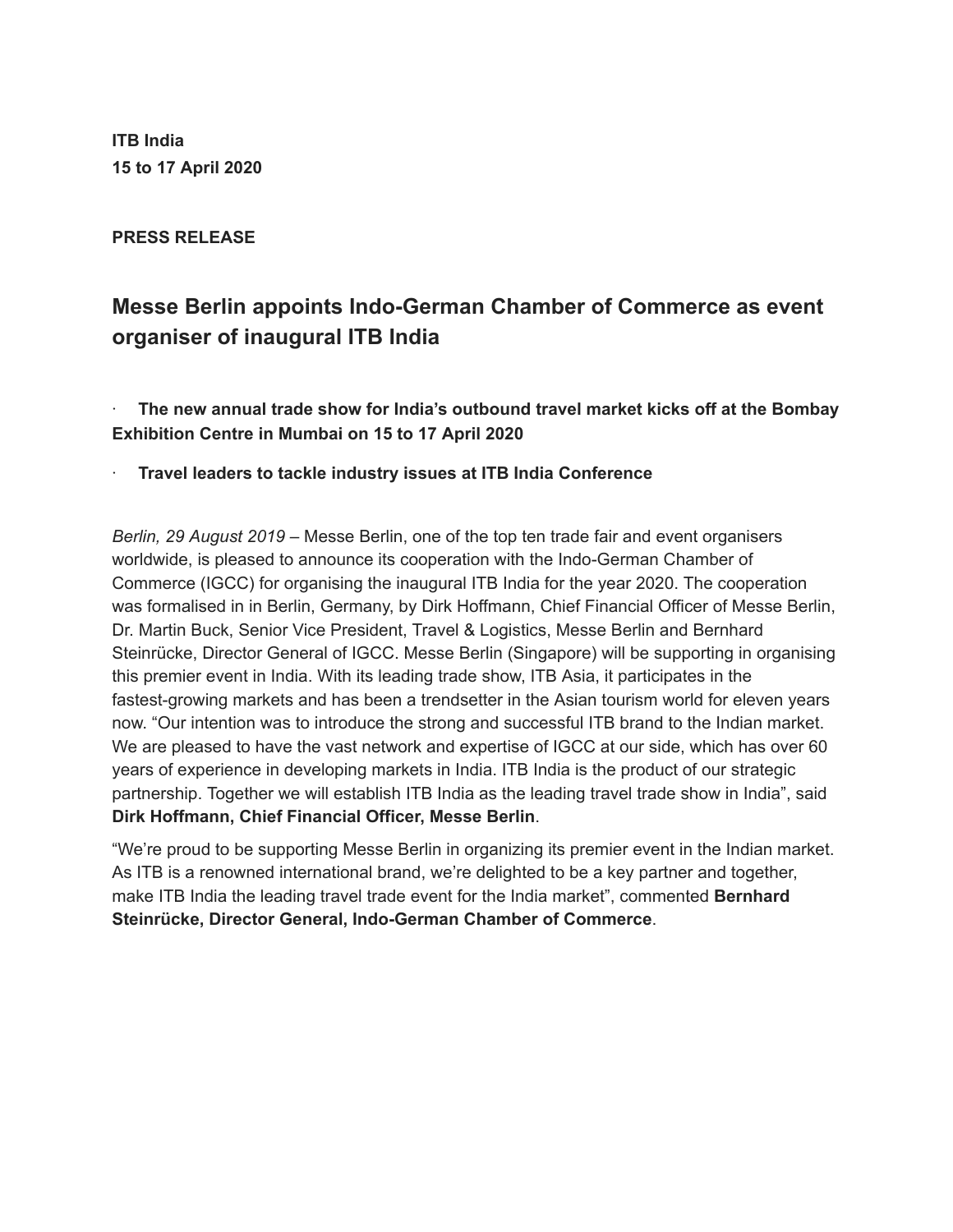**ITB India**
**15 to 17 April 2020**

**PRESS RELEASE**

# Messe Berlin appoints Indo-German Chamber of Commerce as event organiser of inaugural ITB India

- **The new annual trade show for India's outbound travel market kicks off at the Bombay Exhibition Centre in Mumbai on 15 to 17 April 2020**
- **Travel leaders to tackle industry issues at ITB India Conference**

*Berlin, 29 August 2019* – Messe Berlin, one of the top ten trade fair and event organisers worldwide, is pleased to announce its cooperation with the Indo-German Chamber of Commerce (IGCC) for organising the inaugural ITB India for the year 2020. The cooperation was formalised in in Berlin, Germany, by Dirk Hoffmann, Chief Financial Officer of Messe Berlin, Dr. Martin Buck, Senior Vice President, Travel & Logistics, Messe Berlin and Bernhard Steinrücke, Director General of IGCC. Messe Berlin (Singapore) will be supporting in organising this premier event in India. With its leading trade show, ITB Asia, it participates in the fastest-growing markets and has been a trendsetter in the Asian tourism world for eleven years now. "Our intention was to introduce the strong and successful ITB brand to the Indian market. We are pleased to have the vast network and expertise of IGCC at our side, which has over 60 years of experience in developing markets in India. ITB India is the product of our strategic partnership. Together we will establish ITB India as the leading travel trade show in India", said **Dirk Hoffmann, Chief Financial Officer, Messe Berlin**.

"We're proud to be supporting Messe Berlin in organizing its premier event in the Indian market. As ITB is a renowned international brand, we're delighted to be a key partner and together, make ITB India the leading travel trade event for the India market", commented **Bernhard Steinrücke, Director General, Indo-German Chamber of Commerce**.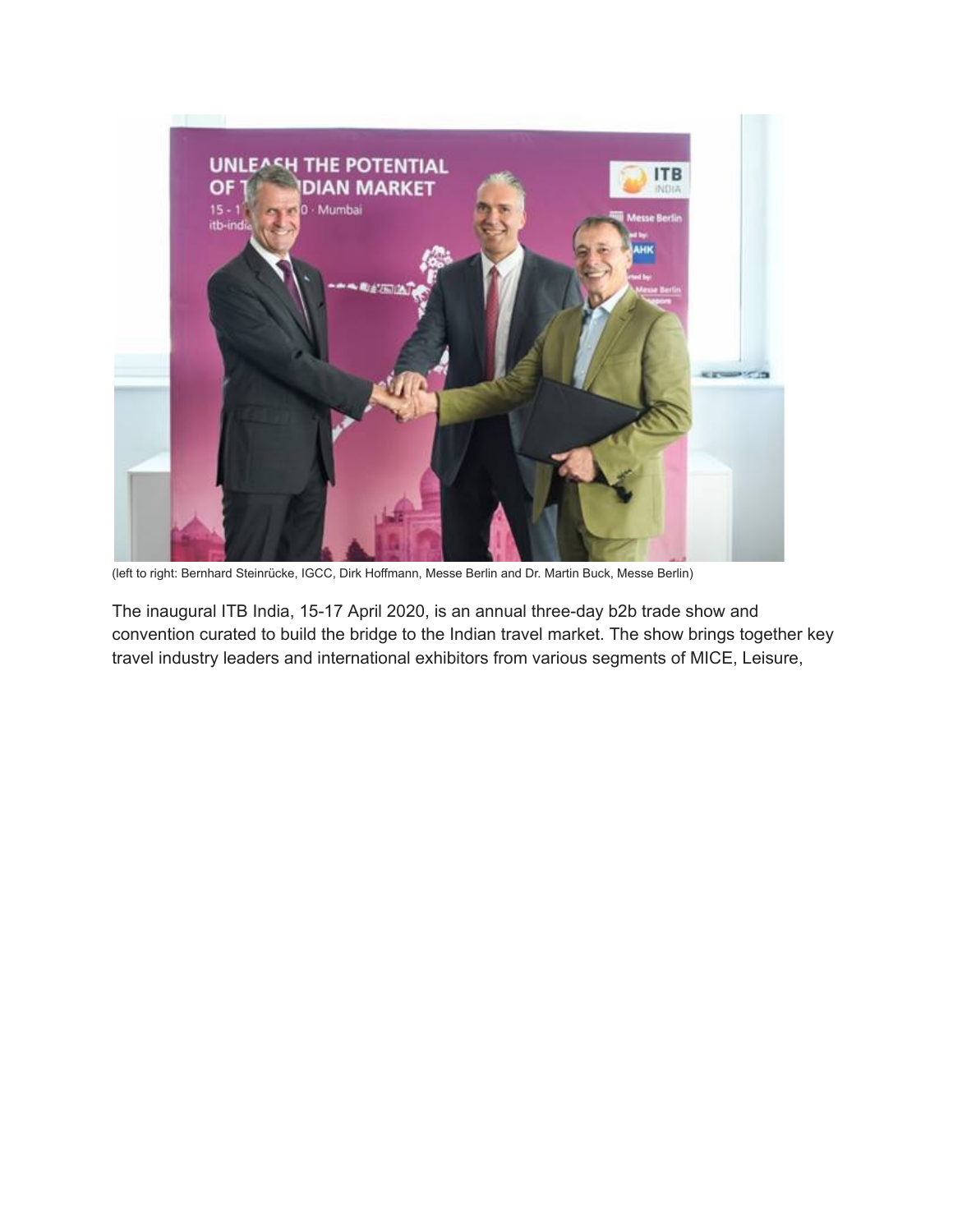(left to right: Bernhard Steinrücke, IGCC, Dirk Hoffmann, Messe Berlin and Dr. Martin Buck, Messe Berlin)

The inaugural ITB India, 15-17 April 2020, is an annual three-day b2b trade show and convention curated to build the bridge to the Indian travel market. The show brings together key travel industry leaders and international exhibitors from various segments of MICE, Leisure,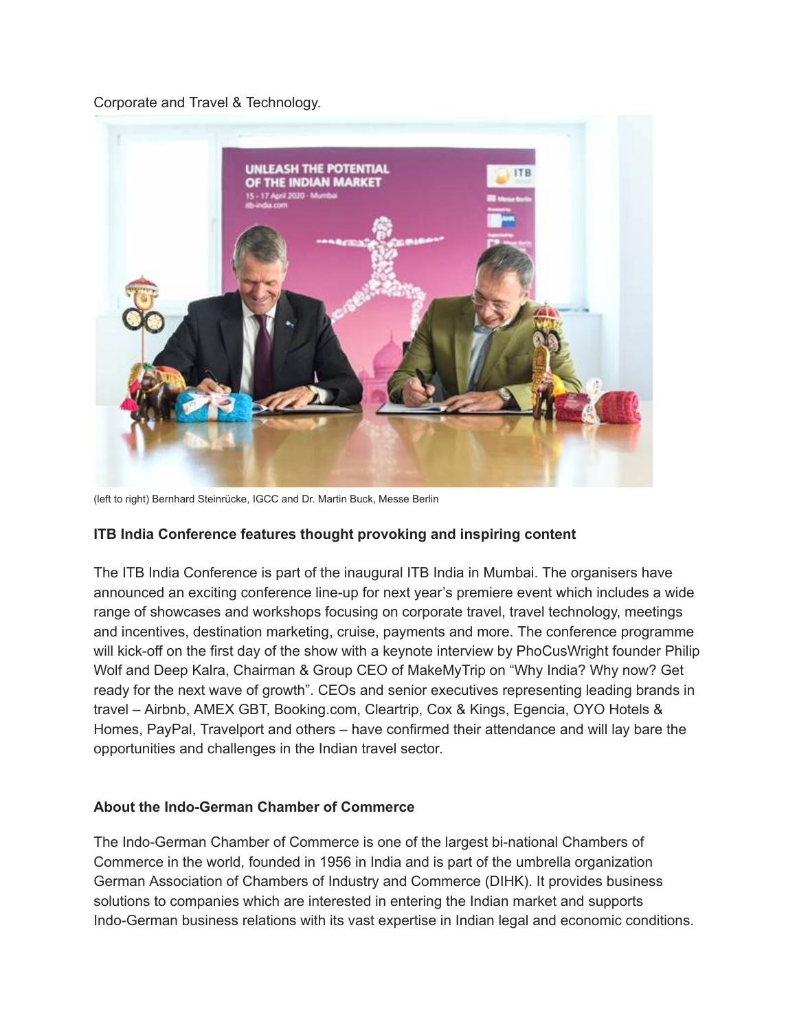Corporate and Travel & Technology.

(left to right) Bernhard Steinrücke, IGCC and Dr. Martin Buck, Messe Berlin

**ITB India Conference features thought provoking and inspiring content**

The ITB India Conference is part of the inaugural ITB India in Mumbai. The organisers have announced an exciting conference line-up for next year's premiere event which includes a wide range of showcases and workshops focusing on corporate travel, travel technology, meetings and incentives, destination marketing, cruise, payments and more. The conference programme will kick-off on the first day of the show with a keynote interview by PhoCusWright founder Philip Wolf and Deep Kalra, Chairman & Group CEO of MakeMyTrip on "Why India? Why now? Get ready for the next wave of growth". CEOs and senior executives representing leading brands in travel – Airbnb, AMEX GBT, Booking.com, Cleartrip, Cox & Kings, Egencia, OYO Hotels & Homes, PayPal, Travelport and others – have confirmed their attendance and will lay bare the opportunities and challenges in the Indian travel sector.

**About the Indo-German Chamber of Commerce**

The Indo-German Chamber of Commerce is one of the largest bi-national Chambers of Commerce in the world, founded in 1956 in India and is part of the umbrella organization German Association of Chambers of Industry and Commerce (DIHK). It provides business solutions to companies which are interested in entering the Indian market and supports Indo-German business relations with its vast expertise in Indian legal and economic conditions.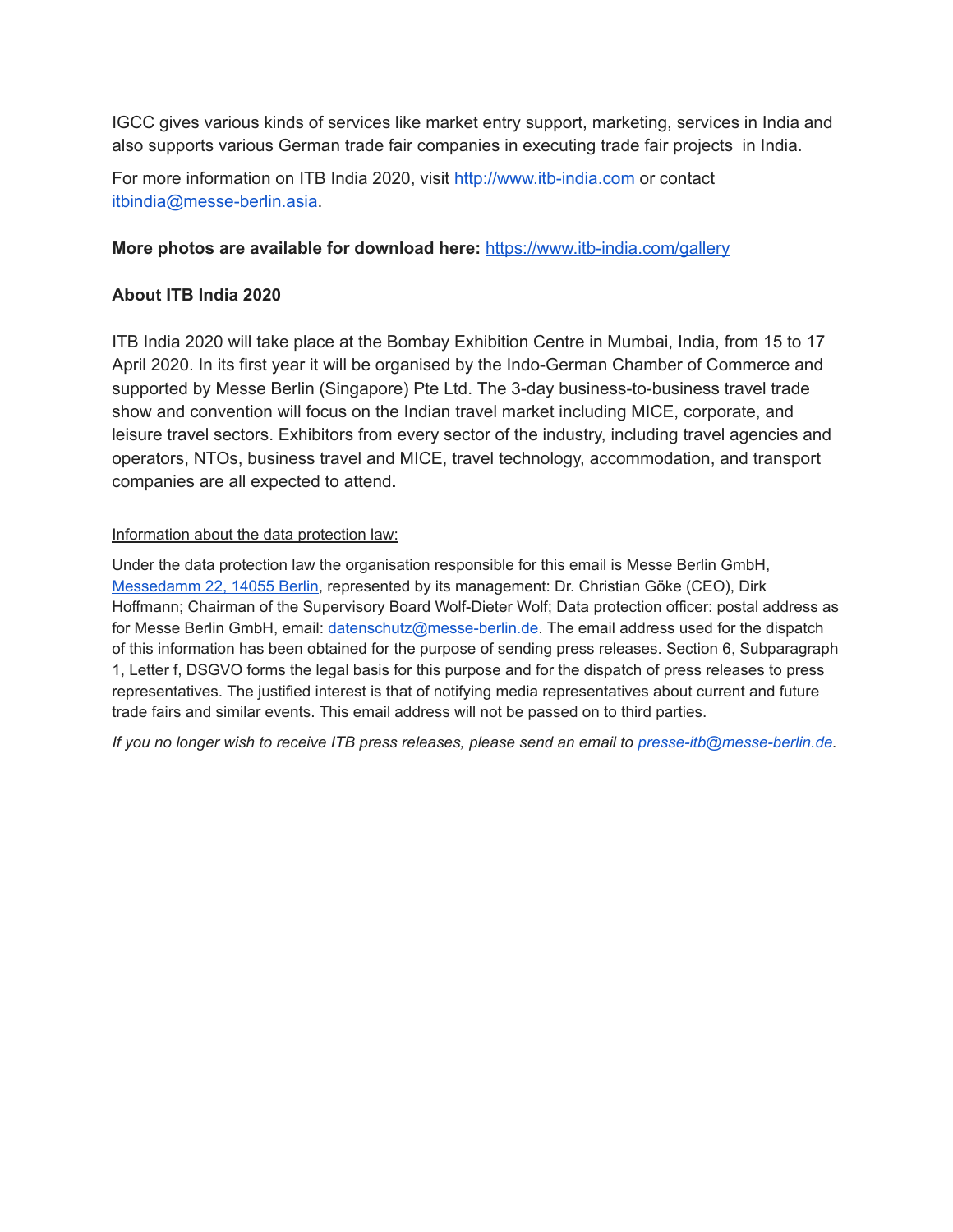IGCC gives various kinds of services like market entry support, marketing, services in India and also supports various German trade fair companies in executing trade fair projects in India.

For more information on ITB India 2020, visit [http://www.itb-india.com](http://www.itb-india.com) or contact itbindia@messe-berlin.asia.

**More photos are available for download here:** [https://www.itb-india.com/gallery](https://www.itb-india.com/gallery)

**About ITB India 2020**

ITB India 2020 will take place at the Bombay Exhibition Centre in Mumbai, India, from 15 to 17 April 2020. In its first year it will be organised by the Indo-German Chamber of Commerce and supported by Messe Berlin (Singapore) Pte Ltd. The 3-day business-to-business travel trade show and convention will focus on the Indian travel market including MICE, corporate, and leisure travel sectors. Exhibitors from every sector of the industry, including travel agencies and operators, NTOs, business travel and MICE, travel technology, accommodation, and transport companies are all expected to attend.

Information about the data protection law:

Under the data protection law the organisation responsible for this email is Messe Berlin GmbH, Messedamm 22, 14055 Berlin, represented by its management: Dr. Christian Göke (CEO), Dirk Hoffmann; Chairman of the Supervisory Board Wolf-Dieter Wolf; Data protection officer: postal address as for Messe Berlin GmbH, email: datenschutz@messe-berlin.de. The email address used for the dispatch of this information has been obtained for the purpose of sending press releases. Section 6, Subparagraph 1, Letter f, DSGVO forms the legal basis for this purpose and for the dispatch of press releases to press representatives. The justified interest is that of notifying media representatives about current and future trade fairs and similar events. This email address will not be passed on to third parties.

*If you no longer wish to receive ITB press releases, please send an email to presse-itb@messe-berlin.de.*